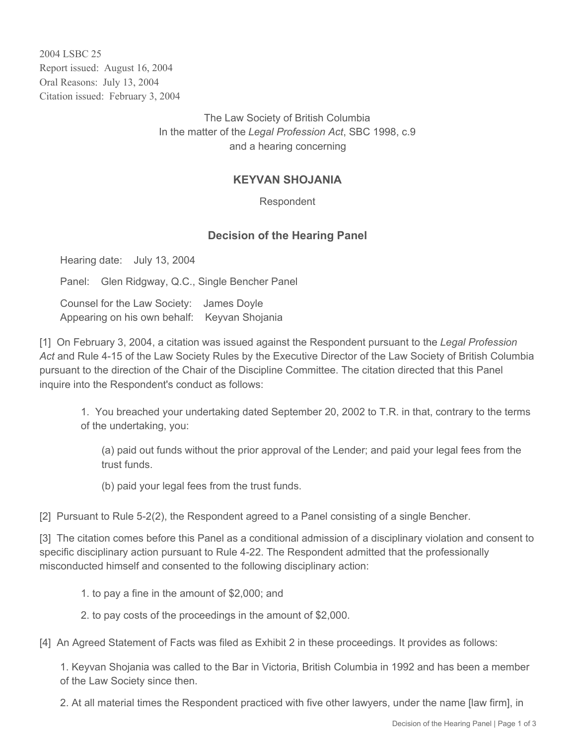2004 LSBC 25
Report issued: August 16, 2004
Oral Reasons: July 13, 2004
Citation issued: February 3, 2004

The Law Society of British Columbia
In the matter of the *Legal Profession Act*, SBC 1998, c.9
and a hearing concerning

## KEYVAN SHOJANIA

Respondent

## Decision of the Hearing Panel

Hearing date: July 13, 2004

Panel: Glen Ridgway, Q.C., Single Bencher Panel

Counsel for the Law Society: James Doyle
Appearing on his own behalf: Keyvan Shojania

[1] On February 3, 2004, a citation was issued against the Respondent pursuant to the *Legal Profession Act* and Rule 4-15 of the Law Society Rules by the Executive Director of the Law Society of British Columbia pursuant to the direction of the Chair of the Discipline Committee. The citation directed that this Panel inquire into the Respondent's conduct as follows:

> 1. You breached your undertaking dated September 20, 2002 to T.R. in that, contrary to the terms of the undertaking, you:
>
> > (a) paid out funds without the prior approval of the Lender; and paid your legal fees from the trust funds.
> >
> > (b) paid your legal fees from the trust funds.

[2] Pursuant to Rule 5-2(2), the Respondent agreed to a Panel consisting of a single Bencher.

[3] The citation comes before this Panel as a conditional admission of a disciplinary violation and consent to specific disciplinary action pursuant to Rule 4-22. The Respondent admitted that the professionally misconducted himself and consented to the following disciplinary action:

> 1. to pay a fine in the amount of $2,000; and
>
> 2. to pay costs of the proceedings in the amount of $2,000.

[4] An Agreed Statement of Facts was filed as Exhibit 2 in these proceedings. It provides as follows:

> 1. Keyvan Shojania was called to the Bar in Victoria, British Columbia in 1992 and has been a member of the Law Society since then.
>
> 2. At all material times the Respondent practiced with five other lawyers, under the name [law firm], in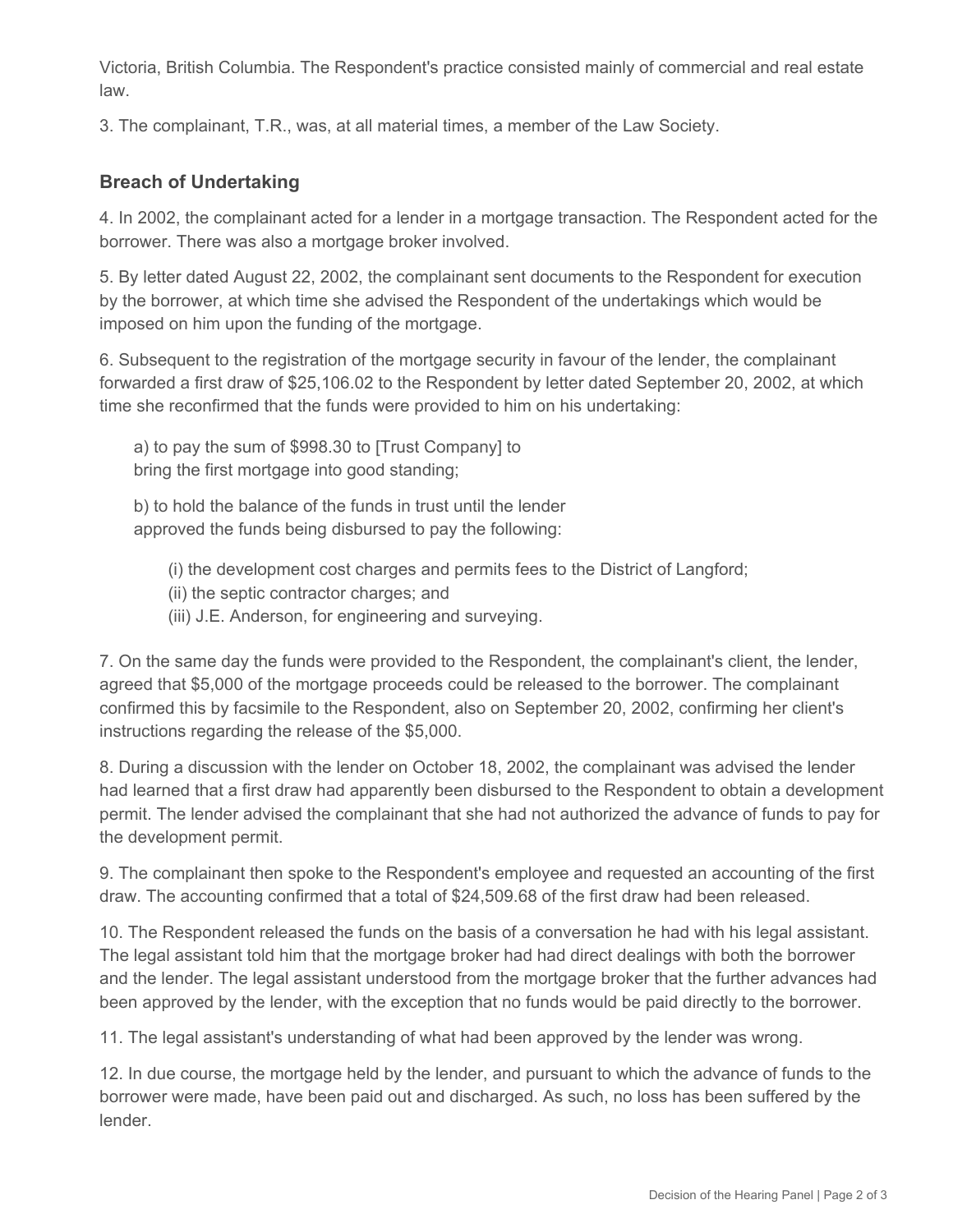Victoria, British Columbia. The Respondent's practice consisted mainly of commercial and real estate law.

3. The complainant, T.R., was, at all material times, a member of the Law Society.

### Breach of Undertaking

4. In 2002, the complainant acted for a lender in a mortgage transaction. The Respondent acted for the borrower. There was also a mortgage broker involved.

5. By letter dated August 22, 2002, the complainant sent documents to the Respondent for execution by the borrower, at which time she advised the Respondent of the undertakings which would be imposed on him upon the funding of the mortgage.

6. Subsequent to the registration of the mortgage security in favour of the lender, the complainant forwarded a first draw of $25,106.02 to the Respondent by letter dated September 20, 2002, at which time she reconfirmed that the funds were provided to him on his undertaking:

> a) to pay the sum of $998.30 to [Trust Company] to bring the first mortgage into good standing;
>
> b) to hold the balance of the funds in trust until the lender approved the funds being disbursed to pay the following:
>
> > (i) the development cost charges and permits fees to the District of Langford;
> > (ii) the septic contractor charges; and
> > (iii) J.E. Anderson, for engineering and surveying.

7. On the same day the funds were provided to the Respondent, the complainant's client, the lender, agreed that $5,000 of the mortgage proceeds could be released to the borrower. The complainant confirmed this by facsimile to the Respondent, also on September 20, 2002, confirming her client's instructions regarding the release of the $5,000.

8. During a discussion with the lender on October 18, 2002, the complainant was advised the lender had learned that a first draw had apparently been disbursed to the Respondent to obtain a development permit. The lender advised the complainant that she had not authorized the advance of funds to pay for the development permit.

9. The complainant then spoke to the Respondent's employee and requested an accounting of the first draw. The accounting confirmed that a total of $24,509.68 of the first draw had been released.

10. The Respondent released the funds on the basis of a conversation he had with his legal assistant. The legal assistant told him that the mortgage broker had had direct dealings with both the borrower and the lender. The legal assistant understood from the mortgage broker that the further advances had been approved by the lender, with the exception that no funds would be paid directly to the borrower.

11. The legal assistant's understanding of what had been approved by the lender was wrong.

12. In due course, the mortgage held by the lender, and pursuant to which the advance of funds to the borrower were made, have been paid out and discharged. As such, no loss has been suffered by the lender.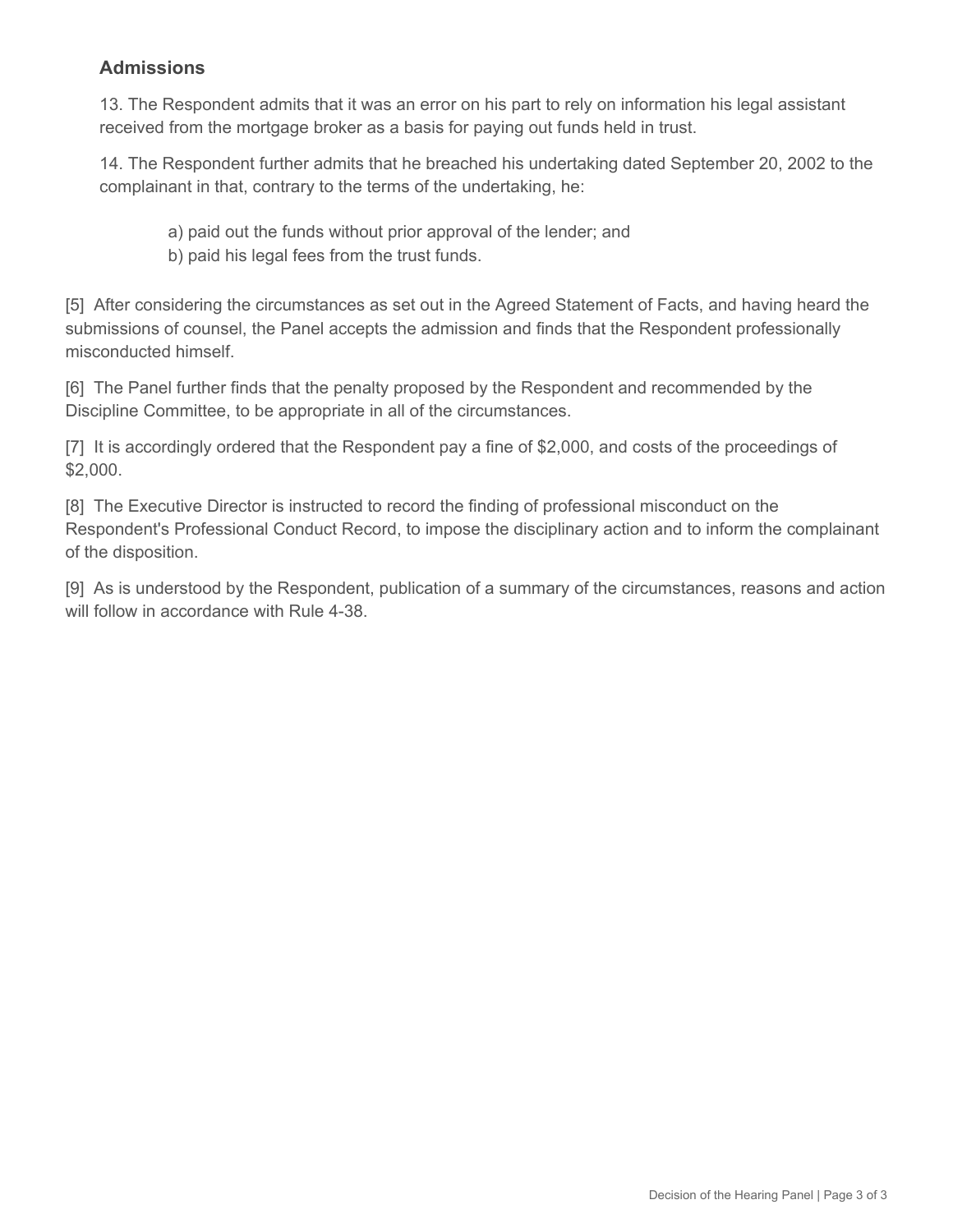### Admissions

13. The Respondent admits that it was an error on his part to rely on information his legal assistant received from the mortgage broker as a basis for paying out funds held in trust.

14. The Respondent further admits that he breached his undertaking dated September 20, 2002 to the complainant in that, contrary to the terms of the undertaking, he:

> a) paid out the funds without prior approval of the lender; and
> b) paid his legal fees from the trust funds.

[5] After considering the circumstances as set out in the Agreed Statement of Facts, and having heard the submissions of counsel, the Panel accepts the admission and finds that the Respondent professionally misconducted himself.

[6] The Panel further finds that the penalty proposed by the Respondent and recommended by the Discipline Committee, to be appropriate in all of the circumstances.

[7] It is accordingly ordered that the Respondent pay a fine of $2,000, and costs of the proceedings of $2,000.

[8] The Executive Director is instructed to record the finding of professional misconduct on the Respondent's Professional Conduct Record, to impose the disciplinary action and to inform the complainant of the disposition.

[9] As is understood by the Respondent, publication of a summary of the circumstances, reasons and action will follow in accordance with Rule 4-38.